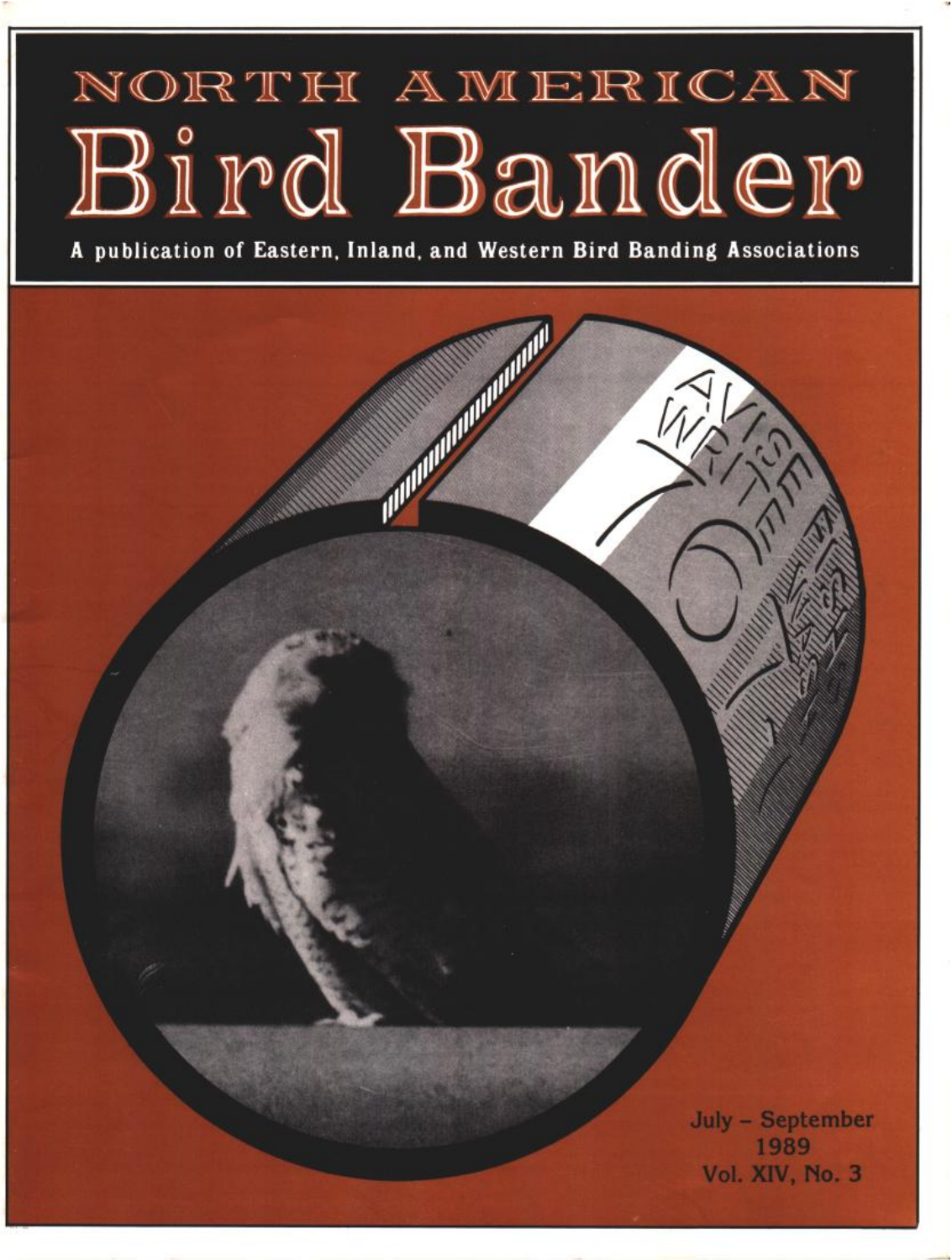# NORTH AMERICAN
# Bird Bander

**A publication of Eastern, Inland, and Western Bird Banding Associations**

July – September
1989
Vol. XIV, No. 3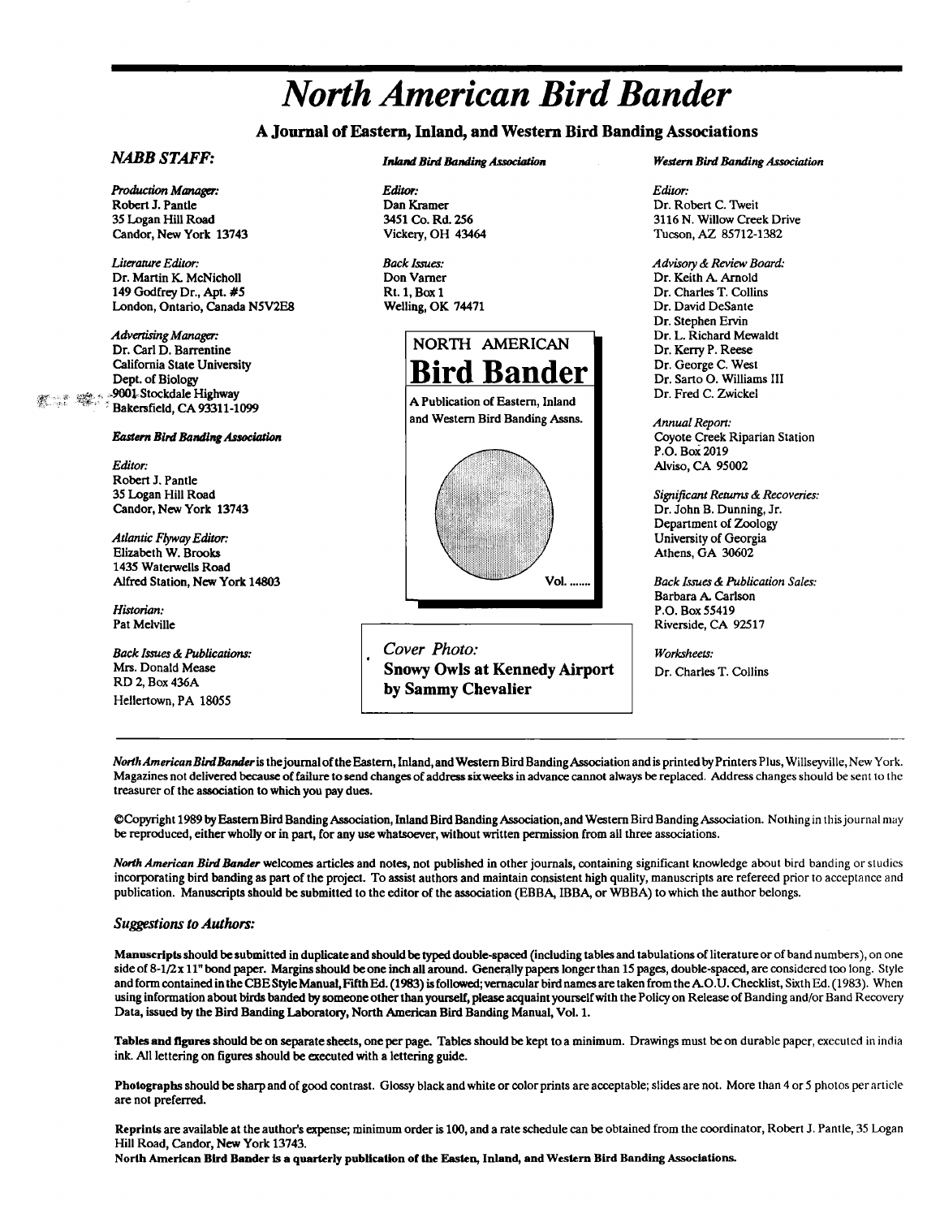# North American Bird Bander

**A Journal of Eastern, Inland, and Western Bird Banding Associations**

## *NABB STAFF:*

*Production Manager:*
Robert J. Pantle
35 Logan Hill Road
Candor, New York 13743

*Literature Editor:*
Dr. Martin K. McNicholl
149 Godfrey Dr., Apt. #5
London, Ontario, Canada N5V2E8

*Advertising Manager:*
Dr. Carl D. Barrentine
California State University
Dept. of Biology
9001 Stockdale Highway
Bakersfield, CA 93311-1099

***Eastern Bird Banding Association***

*Editor:*
Robert J. Pantle
35 Logan Hill Road
Candor, New York 13743

*Atlantic Flyway Editor:*
Elizabeth W. Brooks
1435 Waterwells Road
Alfred Station, New York 14803

*Historian:*
Pat Melville

*Back Issues & Publications:*
Mrs. Donald Mease
RD 2, Box 436A
Hellertown, PA 18055

***Inland Bird Banding Association***

*Editor:*
Dan Kramer
3451 Co. Rd. 256
Vickery, OH 43464

*Back Issues:*
Don Varner
Rt. 1, Box 1
Welling, OK 74471

NORTH AMERICAN
**Bird Bander**
A Publication of Eastern, Inland and Western Bird Banding Assns.
Vol. .......

*Cover Photo:*
**Snowy Owls at Kennedy Airport by Sammy Chevalier**

***Western Bird Banding Association***

*Editor:*
Dr. Robert C. Tweit
3116 N. Willow Creek Drive
Tucson, AZ 85712-1382

*Advisory & Review Board:*
Dr. Keith A. Arnold
Dr. Charles T. Collins
Dr. David DeSante
Dr. Stephen Ervin
Dr. L. Richard Mewaldt
Dr. Kerry P. Reese
Dr. George C. West
Dr. Sarto O. Williams III
Dr. Fred C. Zwickel

*Annual Report:*
Coyote Creek Riparian Station
P.O. Box 2019
Alviso, CA 95002

*Significant Returns & Recoveries:*
Dr. John B. Dunning, Jr.
Department of Zoology
University of Georgia
Athens, GA 30602

*Back Issues & Publication Sales:*
Barbara A. Carlson
P.O. Box 55419
Riverside, CA 92517

*Worksheets:*
Dr. Charles T. Collins

---

*North American Bird Bander* is the journal of the Eastern, Inland, and Western Bird Banding Association and is printed by Printers Plus, Willseyville, New York. Magazines not delivered because of failure to send changes of address six weeks in advance cannot always be replaced. Address changes should be sent to the treasurer of the association to which you pay dues.

©Copyright 1989 by Eastern Bird Banding Association, Inland Bird Banding Association, and Western Bird Banding Association. Nothing in this journal may be reproduced, either wholly or in part, for any use whatsoever, without written permission from all three associations.

*North American Bird Bander* welcomes articles and notes, not published in other journals, containing significant knowledge about bird banding or studies incorporating bird banding as part of the project. To assist authors and maintain consistent high quality, manuscripts are refereed prior to acceptance and publication. Manuscripts should be submitted to the editor of the association (EBBA, IBBA, or WBBA) to which the author belongs.

### *Suggestions to Authors:*

**Manuscripts** should be submitted in duplicate and should be typed double-spaced (including tables and tabulations of literature or of band numbers), on one side of 8-1/2 x 11" bond paper. Margins should be one inch all around. Generally papers longer than 15 pages, double-spaced, are considered too long. Style and form contained in the CBE Style Manual, Fifth Ed. (1983) is followed; vernacular bird names are taken from the A.O.U. Checklist, Sixth Ed. (1983). When using information about birds banded by someone other than yourself, please acquaint yourself with the Policy on Release of Banding and/or Band Recovery Data, issued by the Bird Banding Laboratory, North American Bird Banding Manual, Vol. 1.

**Tables and figures** should be on separate sheets, one per page. Tables should be kept to a minimum. Drawings must be on durable paper, executed in india ink. All lettering on figures should be executed with a lettering guide.

**Photographs** should be sharp and of good contrast. Glossy black and white or color prints are acceptable; slides are not. More than 4 or 5 photos per article are not preferred.

**Reprints** are available at the author's expense; minimum order is 100, and a rate schedule can be obtained from the coordinator, Robert J. Pantle, 35 Logan Hill Road, Candor, New York 13743.

**North American Bird Bander is a quarterly publication of the Easten, Inland, and Western Bird Banding Associations.**